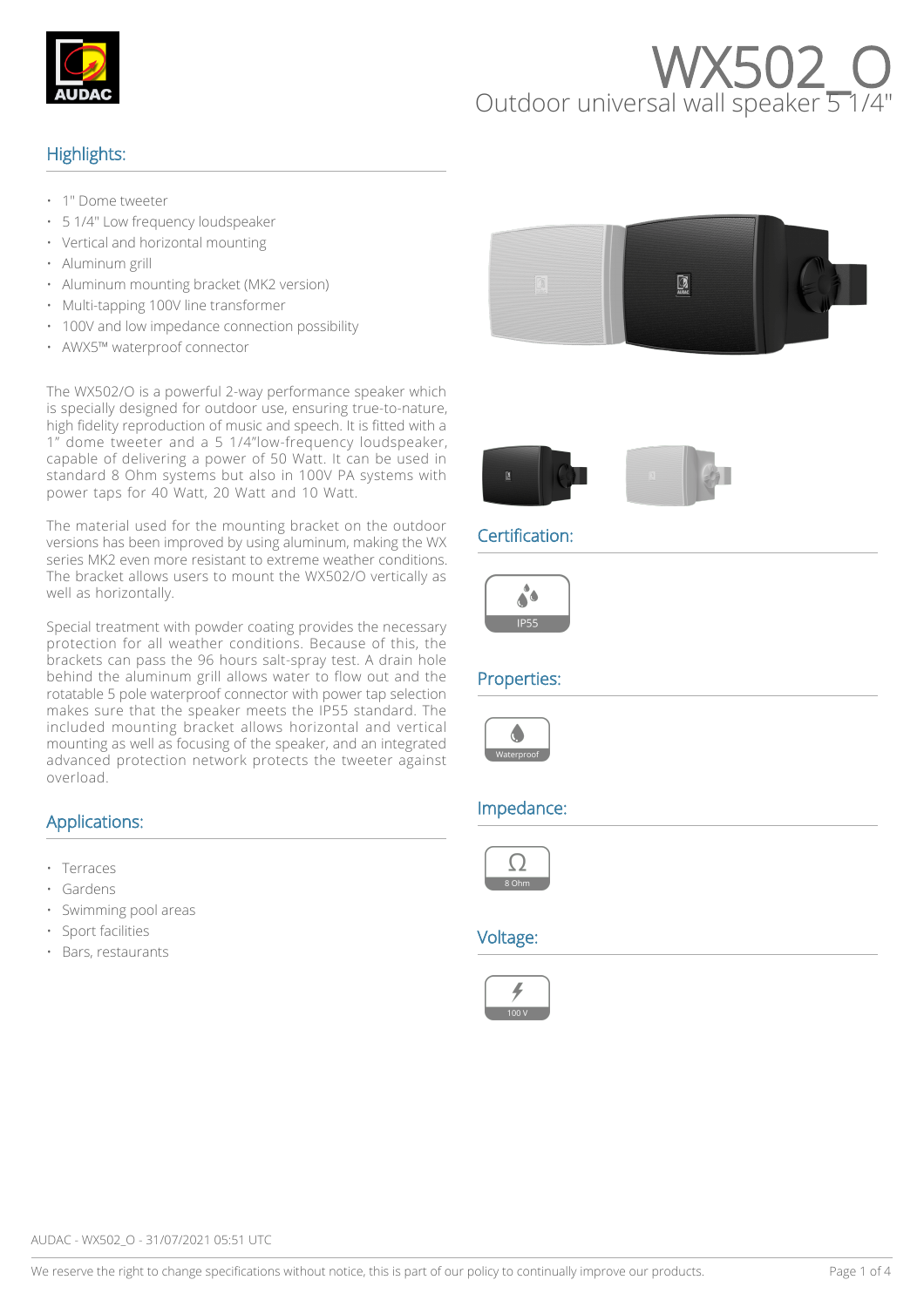# WX502_O

Outdoor universal wall speaker 5 1/4"

## Highlights:

- 1" Dome tweeter
- 5 1/4" Low frequency loudspeaker
- Vertical and horizontal mounting
- Aluminum grill
- Aluminum mounting bracket (MK2 version)
- Multi-tapping 100V line transformer
- 100V and low impedance connection possibility
- AWX5™ waterproof connector

The WX502/O is a powerful 2-way performance speaker which is specially designed for outdoor use, ensuring true-to-nature, high fidelity reproduction of music and speech. It is fitted with a 1" dome tweeter and a 5 1/4"low-frequency loudspeaker, capable of delivering a power of 50 Watt. It can be used in standard 8 Ohm systems but also in 100V PA systems with power taps for 40 Watt, 20 Watt and 10 Watt.

The material used for the mounting bracket on the outdoor versions has been improved by using aluminum, making the WX series MK2 even more resistant to extreme weather conditions. The bracket allows users to mount the WX502/O vertically as well as horizontally.

Special treatment with powder coating provides the necessary protection for all weather conditions. Because of this, the brackets can pass the 96 hours salt-spray test. A drain hole behind the aluminum grill allows water to flow out and the rotatable 5 pole waterproof connector with power tap selection makes sure that the speaker meets the IP55 standard. The included mounting bracket allows horizontal and vertical mounting as well as focusing of the speaker, and an integrated advanced protection network protects the tweeter against overload.

## Applications:

- Terraces
- Gardens
- Swimming pool areas
- Sport facilities
- Bars, restaurants

## Certification:

IP55

## Properties:

Waterproof

## Impedance:

8 Ohm

## Voltage:

100 V

AUDAC - WX502_O - 31/07/2021 05:51 UTC

We reserve the right to change specifications without notice, this is part of our policy to continually improve our products.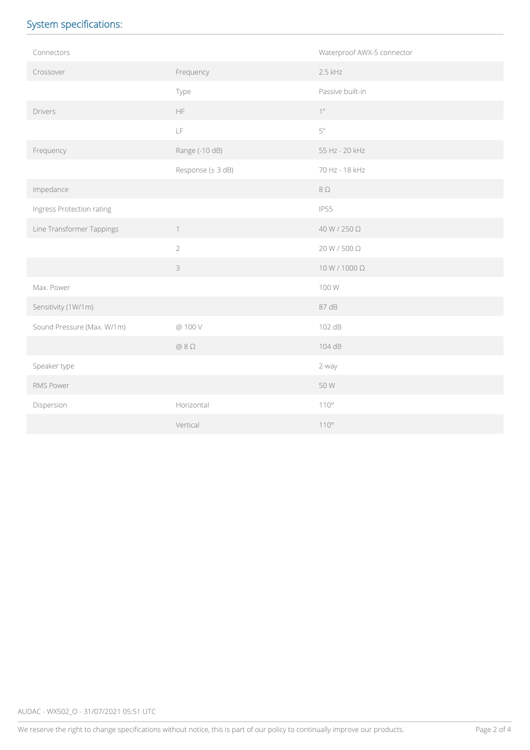## System specifications:

| | | |
|---|---|---|
| Connectors | | Waterproof AWX-5 connector |
| Crossover | Frequency | 2.5 kHz |
| | Type | Passive built-in |
| Drivers | HF | 1″ |
| | LF | 5″ |
| Frequency | Range (-10 dB) | 55 Hz - 20 kHz |
| | Response (± 3 dB) | 70 Hz - 18 kHz |
| Impedance | | 8 Ω |
| Ingress Protection rating | | IP55 |
| Line Transformer Tappings | 1 | 40 W / 250 Ω |
| | 2 | 20 W / 500 Ω |
| | 3 | 10 W / 1000 Ω |
| Max. Power | | 100 W |
| Sensitivity (1W/1m) | | 87 dB |
| Sound Pressure (Max. W/1m) | @ 100 V | 102 dB |
| | @ 8 Ω | 104 dB |
| Speaker type | | 2-way |
| RMS Power | | 50 W |
| Dispersion | Horizontal | 110° |
| | Vertical | 110° |

AUDAC - WX502_O - 31/07/2021 05:51 UTC

We reserve the right to change specifications without notice, this is part of our policy to continually improve our products.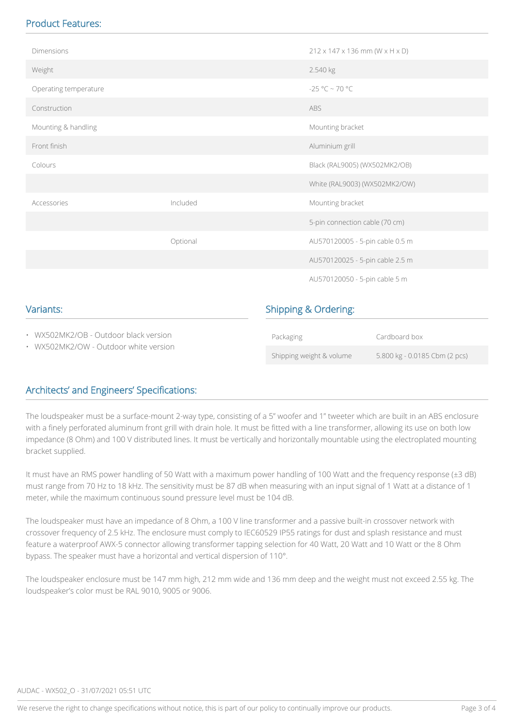## Product Features:

| | | |
|---|---|---|
| Dimensions | | 212 x 147 x 136 mm (W x H x D) |
| Weight | | 2.540 kg |
| Operating temperature | | -25 °C ~ 70 °C |
| Construction | | ABS |
| Mounting & handling | | Mounting bracket |
| Front finish | | Aluminium grill |
| Colours | | Black (RAL9005) (WX502MK2/OB) |
| | | White (RAL9003) (WX502MK2/OW) |
| Accessories | Included | Mounting bracket |
| | | 5-pin connection cable (70 cm) |
| | Optional | AU570120005 - 5-pin cable 0.5 m |
| | | AU570120025 - 5-pin cable 2.5 m |
| | | AU570120050 - 5-pin cable 5 m |

## Variants:

- WX502MK2/OB - Outdoor black version
- WX502MK2/OW - Outdoor white version

## Shipping & Ordering:

| | |
|---|---|
| Packaging | Cardboard box |
| Shipping weight & volume | 5.800 kg - 0.0185 Cbm (2 pcs) |

## Architects' and Engineers' Specifications:

The loudspeaker must be a surface-mount 2-way type, consisting of a 5" woofer and 1" tweeter which are built in an ABS enclosure with a finely perforated aluminum front grill with drain hole. It must be fitted with a line transformer, allowing its use on both low impedance (8 Ohm) and 100 V distributed lines. It must be vertically and horizontally mountable using the electroplated mounting bracket supplied.

It must have an RMS power handling of 50 Watt with a maximum power handling of 100 Watt and the frequency response (±3 dB) must range from 70 Hz to 18 kHz. The sensitivity must be 87 dB when measuring with an input signal of 1 Watt at a distance of 1 meter, while the maximum continuous sound pressure level must be 104 dB.

The loudspeaker must have an impedance of 8 Ohm, a 100 V line transformer and a passive built-in crossover network with crossover frequency of 2.5 kHz. The enclosure must comply to IEC60529 IP55 ratings for dust and splash resistance and must feature a waterproof AWX-5 connector allowing transformer tapping selection for 40 Watt, 20 Watt and 10 Watt or the 8 Ohm bypass. The speaker must have a horizontal and vertical dispersion of 110°.

The loudspeaker enclosure must be 147 mm high, 212 mm wide and 136 mm deep and the weight must not exceed 2.55 kg. The loudspeaker's color must be RAL 9010, 9005 or 9006.

AUDAC - WX502_O - 31/07/2021 05:51 UTC

We reserve the right to change specifications without notice, this is part of our policy to continually improve our products.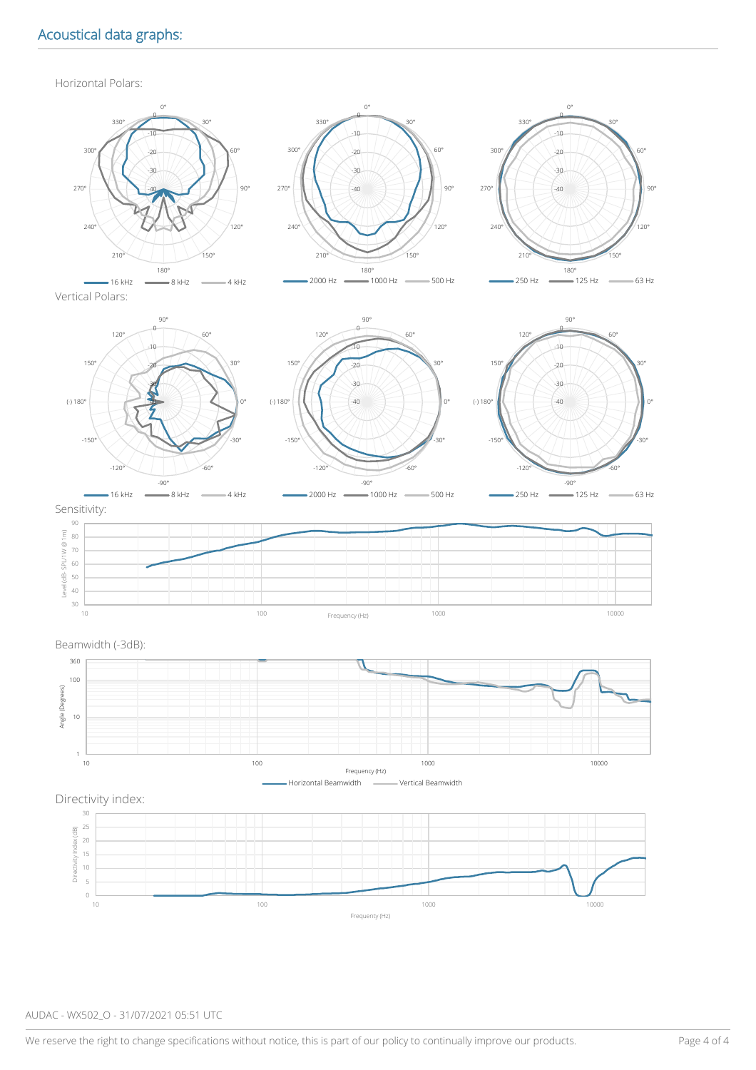## Acoustical data graphs:

Horizontal Polars:

0°
330°
30°
300°
60°
270°
90°
240°
120°
210°
150°
180°
0
-10
-20
-30
-40

16 kHz
8 kHz
4 kHz

2000 Hz
1000 Hz
500 Hz

250 Hz
125 Hz
63 Hz

Vertical Polars:

90°
120°
60°
150°
30°
(-) 180°
0°
-150°
-30°
-120°
-60°
-90°
0
-10
-20
-30
-40

16 kHz
8 kHz
4 kHz

2000 Hz
1000 Hz
500 Hz

250 Hz
125 Hz
63 Hz

Sensitivity:

Level (dB- SPL/1W @ 1m)
90
80
70
60
50
40
30
10
100
1000
10000
Frequency (Hz)

Beamwidth (-3dB):

Angle (Degrees)
360
100
10
1
10
100
1000
10000
Frequency (Hz)

Horizontal Beamwidth
Vertical Beamwidth

Directivity index:

Directivity Index (dB)
30
25
20
15
10
5
0
10
100
1000
10000
Frequency (Hz)

AUDAC - WX502_O - 31/07/2021 05:51 UTC

We reserve the right to change specifications without notice, this is part of our policy to continually improve our products.